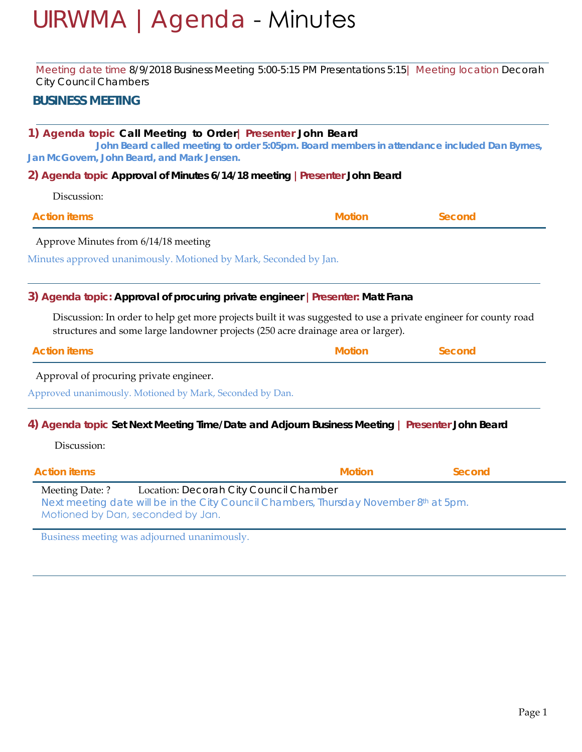# UIRWMA | Agenda - Minutes

Meeting date time 8/9/2018 Business Meeting 5:00-5:15 PM Presentations 5:15| Meeting location Decorah City Council Chambers

## BUSINESS MEETING

### 1) Agenda topic Call Meeting to Order| Presenter John Beard

**John Beard called meeting to order 5:05pm. Board members in attendance included Dan Byrnes, Jan McGovern, John Beard, and Mark Jensen.**

### 2) Agenda topic Approval of Minutes 6/14/18 meeting | Presenter John Beard

Discussion:

| Action items | Motion | Second |
|---|---|---|
| Approve Minutes from 6/14/18 meeting | | |

Minutes approved unanimously. Motioned by Mark, Seconded by Jan.

### 3) Agenda topic: Approval of procuring private engineer | Presenter: Matt Frana

Discussion: In order to help get more projects built it was suggested to use a private engineer for county road structures and some large landowner projects (250 acre drainage area or larger).

| Action items | Motion | Second |
|---|---|---|
| Approval of procuring private engineer. | | |

Approved unanimously. Motioned by Mark, Seconded by Dan.

### 4) Agenda topic Set Next Meeting Time/Date and Adjourn Business Meeting | Presenter John Beard

Discussion:

| Action items | Motion | Second |
|---|---|---|
| Meeting Date: ? Location: Decorah City Council Chamber | | |

Next meeting date will be in the City Council Chambers, Thursday November 8th at 5pm.
Motioned by Dan, seconded by Jan.

Business meeting was adjourned unanimously.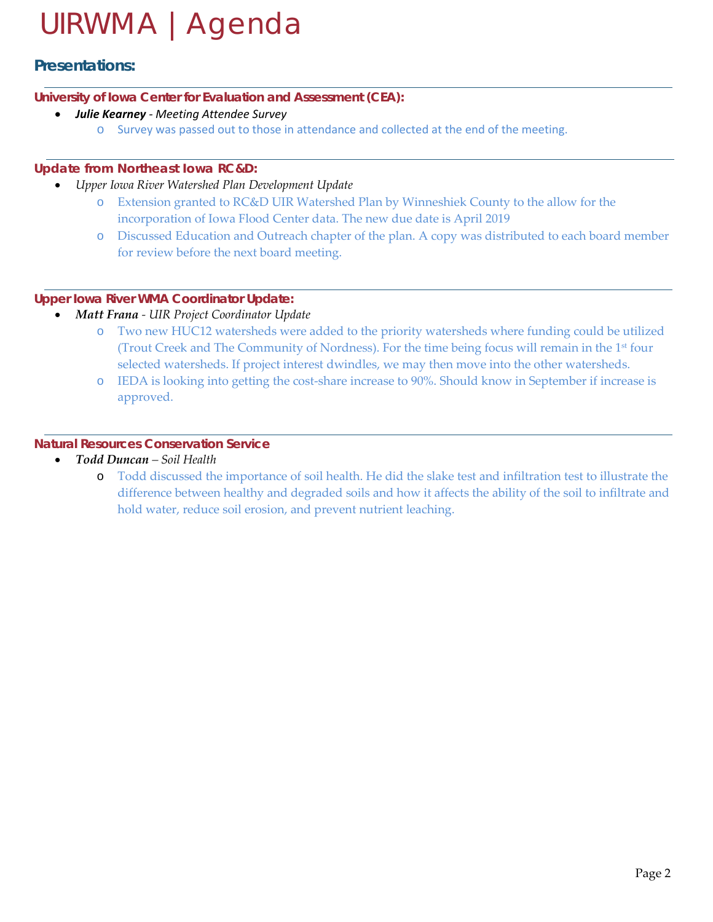# UIRWMA | Agenda

## Presentations:

### University of Iowa Center for Evaluation and Assessment (CEA):

- ***Julie Kearney*** *- Meeting Attendee Survey*
  - Survey was passed out to those in attendance and collected at the end of the meeting.

### Update from Northeast Iowa RC&D:

- *Upper Iowa River Watershed Plan Development Update*
  - Extension granted to RC&D UIR Watershed Plan by Winneshiek County to the allow for the incorporation of Iowa Flood Center data. The new due date is April 2019
  - Discussed Education and Outreach chapter of the plan. A copy was distributed to each board member for review before the next board meeting.

### Upper Iowa River WMA Coordinator Update:

- ***Matt Frana*** *- UIR Project Coordinator Update*
  - Two new HUC12 watersheds were added to the priority watersheds where funding could be utilized (Trout Creek and The Community of Nordness). For the time being focus will remain in the 1st four selected watersheds. If project interest dwindles, we may then move into the other watersheds.
  - IEDA is looking into getting the cost-share increase to 90%. Should know in September if increase is approved.

### Natural Resources Conservation Service

- ***Todd Duncan*** *– Soil Health*
  - Todd discussed the importance of soil health. He did the slake test and infiltration test to illustrate the difference between healthy and degraded soils and how it affects the ability of the soil to infiltrate and hold water, reduce soil erosion, and prevent nutrient leaching.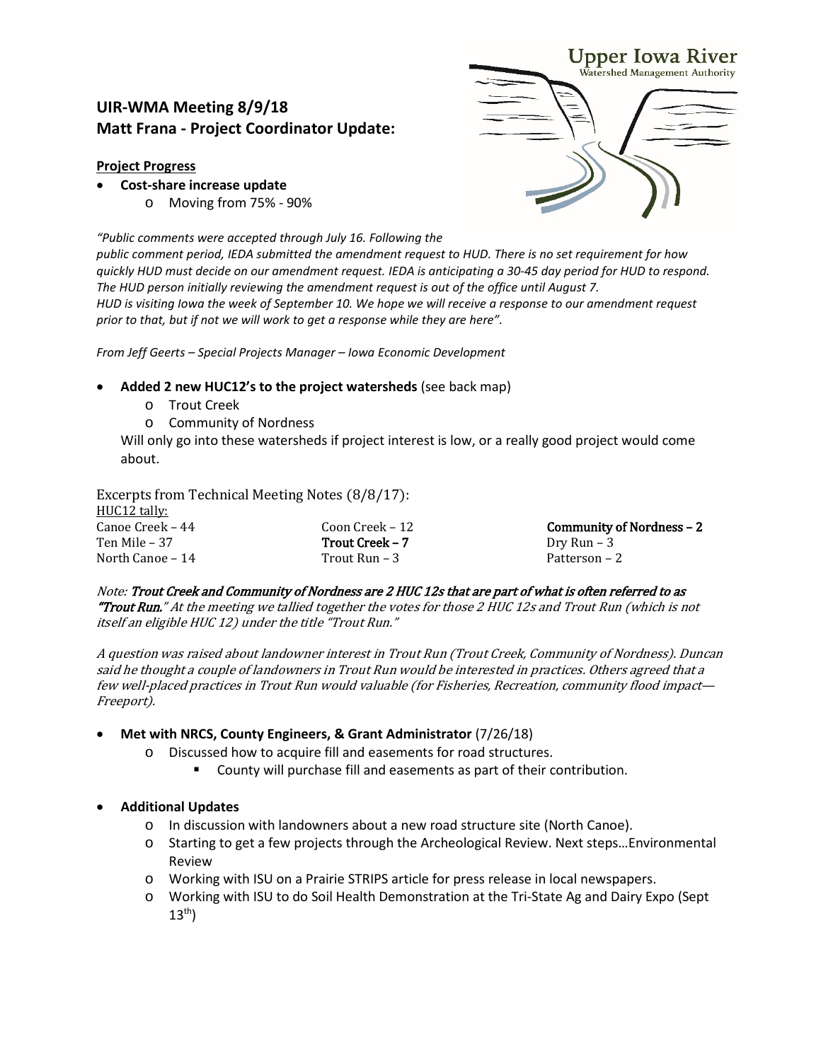# UIR-WMA Meeting 8/9/18
# Matt Frana - Project Coordinator Update:

**Project Progress**

- **Cost-share increase update**
  - Moving from 75% - 90%

*"Public comments were accepted through July 16. Following the public comment period, IEDA submitted the amendment request to HUD. There is no set requirement for how quickly HUD must decide on our amendment request. IEDA is anticipating a 30-45 day period for HUD to respond. The HUD person initially reviewing the amendment request is out of the office until August 7. HUD is visiting Iowa the week of September 10. We hope we will receive a response to our amendment request prior to that, but if not we will work to get a response while they are here".*

*From Jeff Geerts – Special Projects Manager – Iowa Economic Development*

- **Added 2 new HUC12's to the project watersheds** (see back map)
  - Trout Creek
  - Community of Nordness

  Will only go into these watersheds if project interest is low, or a really good project would come about.

Excerpts from Technical Meeting Notes (8/8/17):

HUC12 tally:

| | | |
|---|---|---|
| Canoe Creek – 44 | Coon Creek – 12 | **Community of Nordness – 2** |
| Ten Mile – 37 | **Trout Creek – 7** | Dry Run – 3 |
| North Canoe – 14 | Trout Run – 3 | Patterson – 2 |

*Note: **Trout Creek and Community of Nordness are 2 HUC 12s that are part of what is often referred to as "Trout Run."** At the meeting we tallied together the votes for those 2 HUC 12s and Trout Run (which is not itself an eligible HUC 12) under the title "Trout Run."*

*A question was raised about landowner interest in Trout Run (Trout Creek, Community of Nordness). Duncan said he thought a couple of landowners in Trout Run would be interested in practices. Others agreed that a few well-placed practices in Trout Run would valuable (for Fisheries, Recreation, community flood impact—Freeport).*

- **Met with NRCS, County Engineers, & Grant Administrator** (7/26/18)
  - Discussed how to acquire fill and easements for road structures.
    - County will purchase fill and easements as part of their contribution.

- **Additional Updates**
  - In discussion with landowners about a new road structure site (North Canoe).
  - Starting to get a few projects through the Archeological Review. Next steps…Environmental Review
  - Working with ISU on a Prairie STRIPS article for press release in local newspapers.
  - Working with ISU to do Soil Health Demonstration at the Tri-State Ag and Dairy Expo (Sept 13th)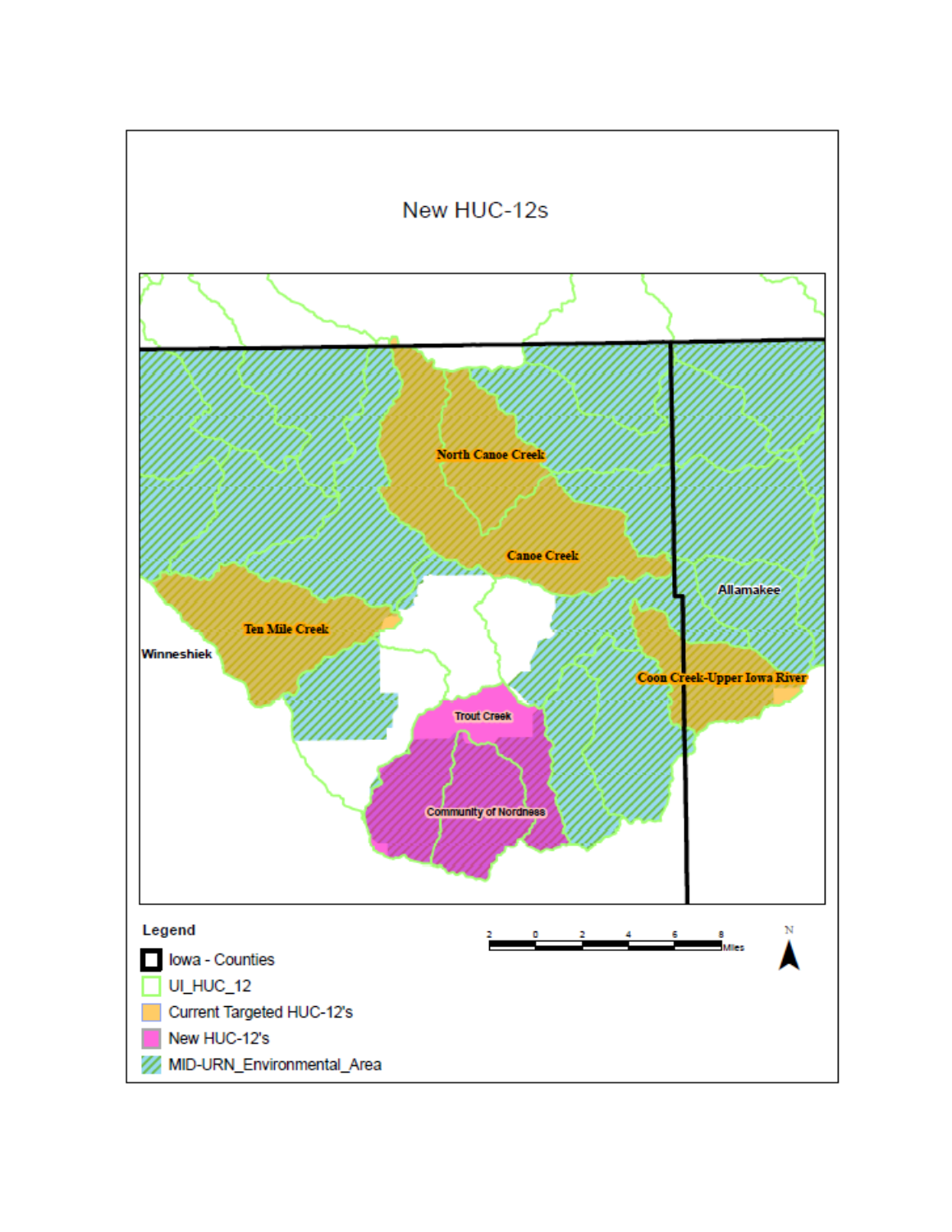## New HUC-12s

North Canoe Creek

Canoe Creek

Allamakee

Ten Mile Creek

Winneshiek

Coon Creek-Upper Iowa River

Trout Creek

Community of Nordness

**Legend**

- Iowa - Counties
- UI_HUC_12
- Current Targeted HUC-12's
- New HUC-12's
- MID-URN_Environmental_Area

2 0 2 4 6 8 Miles

N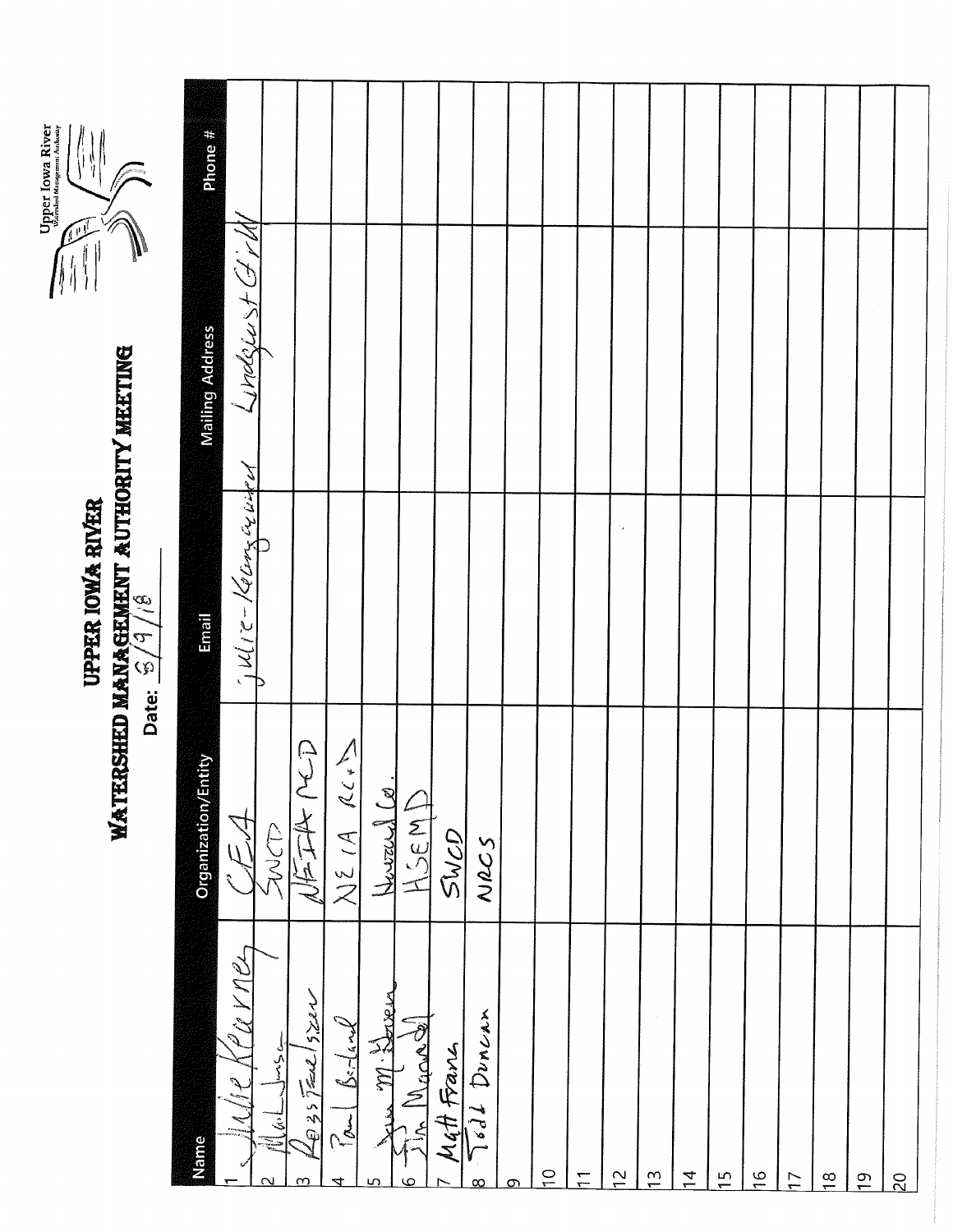# UPPER IOWA RIVER

# WATERSHED MANAGEMENT AUTHORITY MEETING

**Date:** 8/9/18

| Name | Organization/Entity | Email | Mailing Address | Phone # |
|---|---|---|---|---|
| 1 Julie Kearney | CEA | julie-kearney@... | Lindquist ... | |
| 2 Mark Junge | SWCD | | | |
| 3 Ross Tindelsver | NEIA RCD | | | |
| 4 Paul Berland | NEIA RC+D | | | |
| 5 Jan M. Hosen | Howard Co. | | | |
| 6 Jim Moore | HSEMD | | | |
| 7 Matt Frana | SWCD | | | |
| 8 Todd Duncan | NRCS | | | |
| 9 | | | | |
| 10 | | | | |
| 11 | | | | |
| 12 | | | | |
| 13 | | | | |
| 14 | | | | |
| 15 | | | | |
| 16 | | | | |
| 17 | | | | |
| 18 | | | | |
| 19 | | | | |
| 20 | | | | |